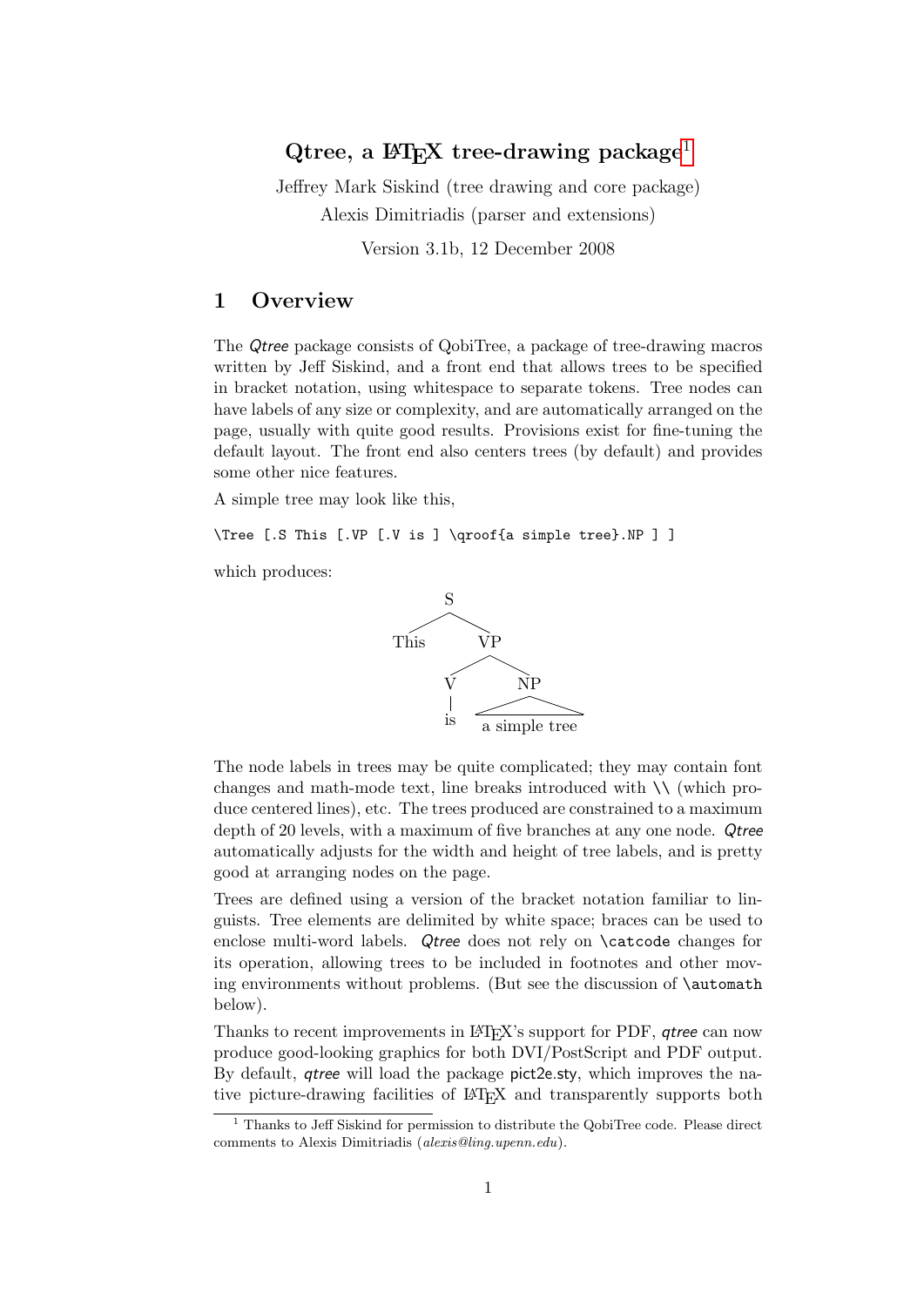# Qtree, a LaTeX tree-drawing package[1]

Jeffrey Mark Siskind (tree drawing and core package)
Alexis Dimitriadis (parser and extensions)

Version 3.1b, 12 December 2008

## 1 Overview

The *Qtree* package consists of QobiTree, a package of tree-drawing macros written by Jeff Siskind, and a front end that allows trees to be specified in bracket notation, using whitespace to separate tokens. Tree nodes can have labels of any size or complexity, and are automatically arranged on the page, usually with quite good results. Provisions exist for fine-tuning the default layout. The front end also centers trees (by default) and provides some other nice features.

A simple tree may look like this,

```
\Tree [.S This [.VP [.V is ] \qroof{a simple tree}.NP ] ]
```

which produces:

```
        S
      /   \
   This    VP
          /  \
         V    NP
         |   /  \
         is a simple tree
```

The node labels in trees may be quite complicated; they may contain font changes and math-mode text, line breaks introduced with \\ (which produce centered lines), etc. The trees produced are constrained to a maximum depth of 20 levels, with a maximum of five branches at any one node. *Qtree* automatically adjusts for the width and height of tree labels, and is pretty good at arranging nodes on the page.

Trees are defined using a version of the bracket notation familiar to linguists. Tree elements are delimited by white space; braces can be used to enclose multi-word labels. *Qtree* does not rely on `\catcode` changes for its operation, allowing trees to be included in footnotes and other moving environments without problems. (But see the discussion of `\automath` below).

Thanks to recent improvements in LaTeX's support for PDF, *qtree* can now produce good-looking graphics for both DVI/PostScript and PDF output. By default, *qtree* will load the package pict2e.sty, which improves the native picture-drawing facilities of LaTeX and transparently supports both

[1] Thanks to Jeff Siskind for permission to distribute the QobiTree code. Please direct comments to Alexis Dimitriadis (*alexis@ling.upenn.edu*).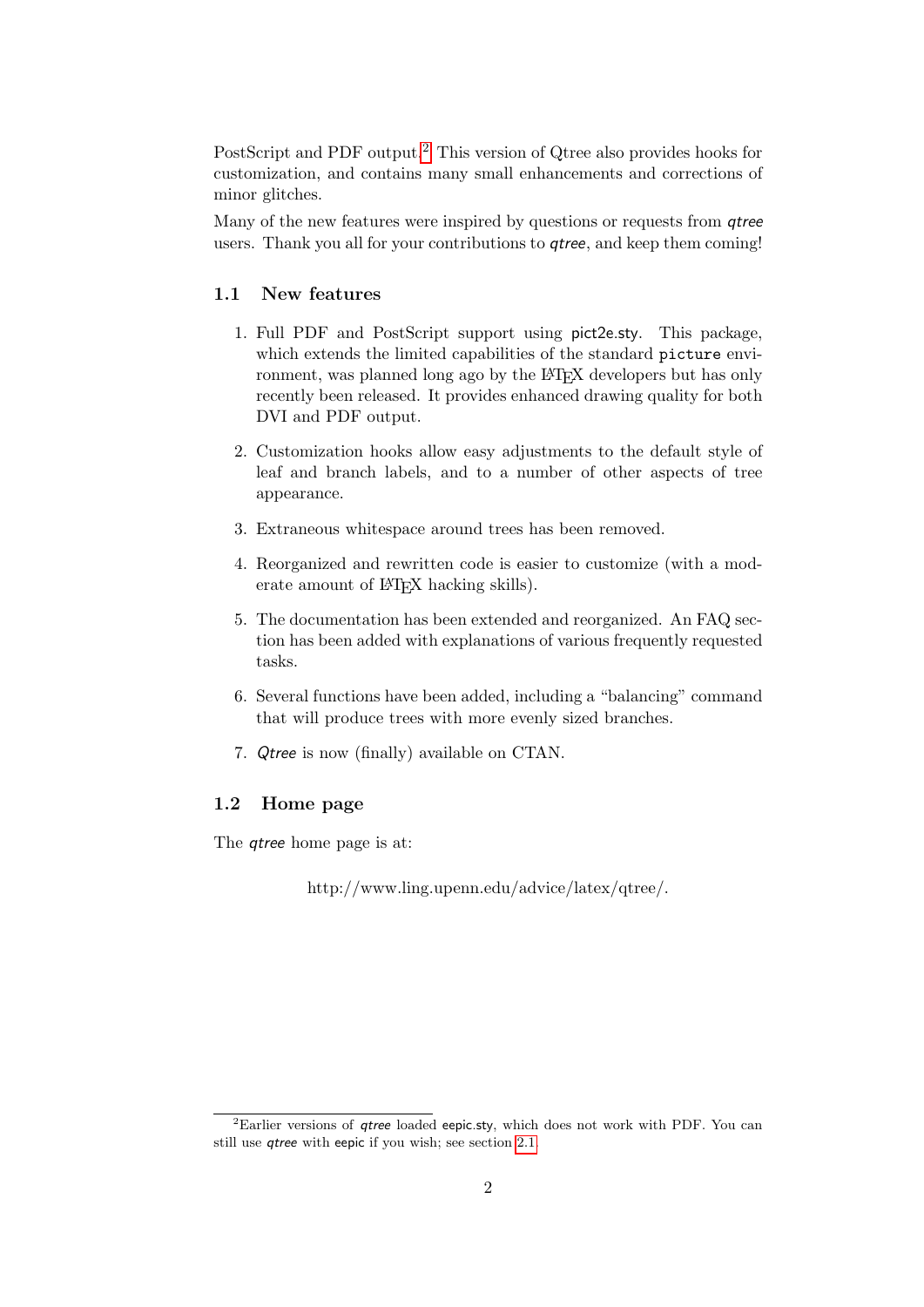PostScript and PDF output.[2] This version of Qtree also provides hooks for customization, and contains many small enhancements and corrections of minor glitches.

Many of the new features were inspired by questions or requests from *qtree* users. Thank you all for your contributions to *qtree*, and keep them coming!

### 1.1 New features

1. Full PDF and PostScript support using pict2e.sty. This package, which extends the limited capabilities of the standard `picture` environment, was planned long ago by the LaTeX developers but has only recently been released. It provides enhanced drawing quality for both DVI and PDF output.

2. Customization hooks allow easy adjustments to the default style of leaf and branch labels, and to a number of other aspects of tree appearance.

3. Extraneous whitespace around trees has been removed.

4. Reorganized and rewritten code is easier to customize (with a moderate amount of LaTeX hacking skills).

5. The documentation has been extended and reorganized. An FAQ section has been added with explanations of various frequently requested tasks.

6. Several functions have been added, including a "balancing" command that will produce trees with more evenly sized branches.

7. *Qtree* is now (finally) available on CTAN.

### 1.2 Home page

The *qtree* home page is at:

http://www.ling.upenn.edu/advice/latex/qtree/.

---

[2] Earlier versions of *qtree* loaded eepic.sty, which does not work with PDF. You can still use *qtree* with eepic if you wish; see section 2.1.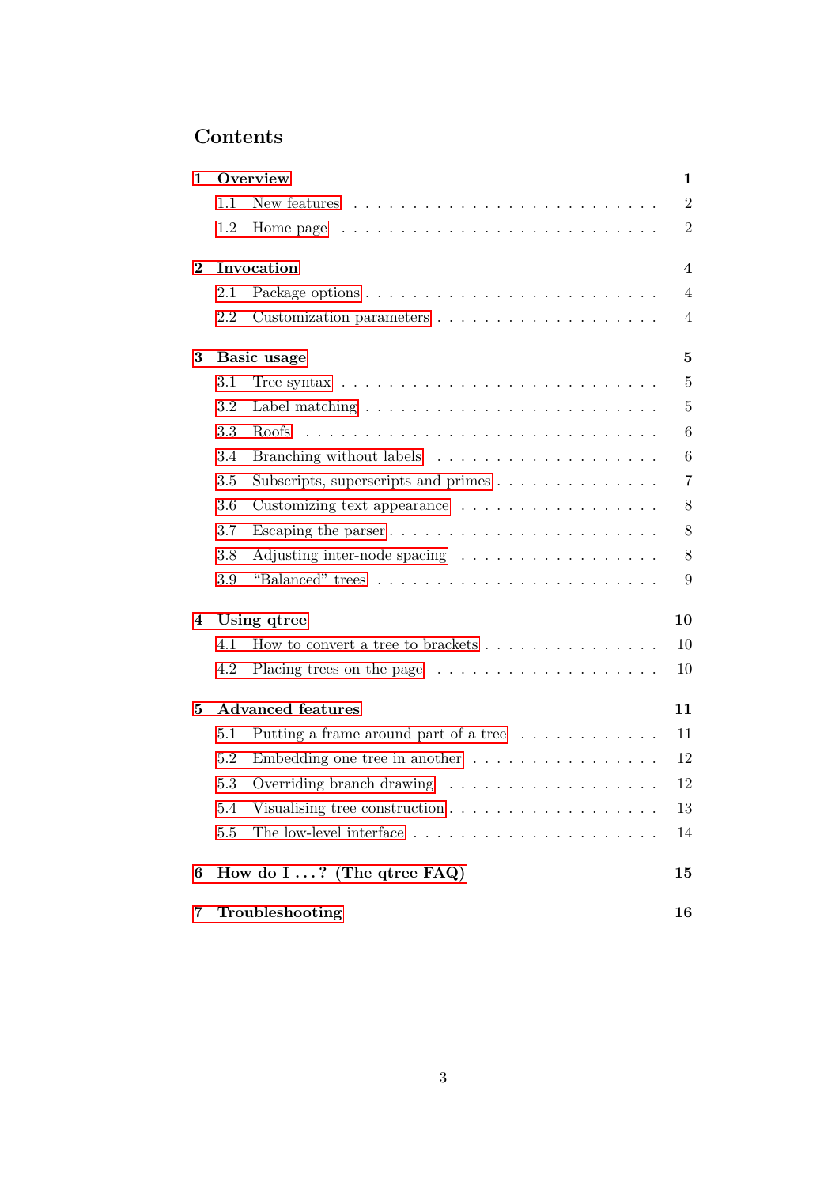## Contents

**1 Overview** — **1**
- 1.1 New features — 2
- 1.2 Home page — 2

**2 Invocation** — **4**
- 2.1 Package options — 4
- 2.2 Customization parameters — 4

**3 Basic usage** — **5**
- 3.1 Tree syntax — 5
- 3.2 Label matching — 5
- 3.3 Roofs — 6
- 3.4 Branching without labels — 6
- 3.5 Subscripts, superscripts and primes — 7
- 3.6 Customizing text appearance — 8
- 3.7 Escaping the parser — 8
- 3.8 Adjusting inter-node spacing — 8
- 3.9 "Balanced" trees — 9

**4 Using qtree** — **10**
- 4.1 How to convert a tree to brackets — 10
- 4.2 Placing trees on the page — 10

**5 Advanced features** — **11**
- 5.1 Putting a frame around part of a tree — 11
- 5.2 Embedding one tree in another — 12
- 5.3 Overriding branch drawing — 12
- 5.4 Visualising tree construction — 13
- 5.5 The low-level interface — 14

**6 How do I . . . ? (The qtree FAQ)** — **15**

**7 Troubleshooting** — **16**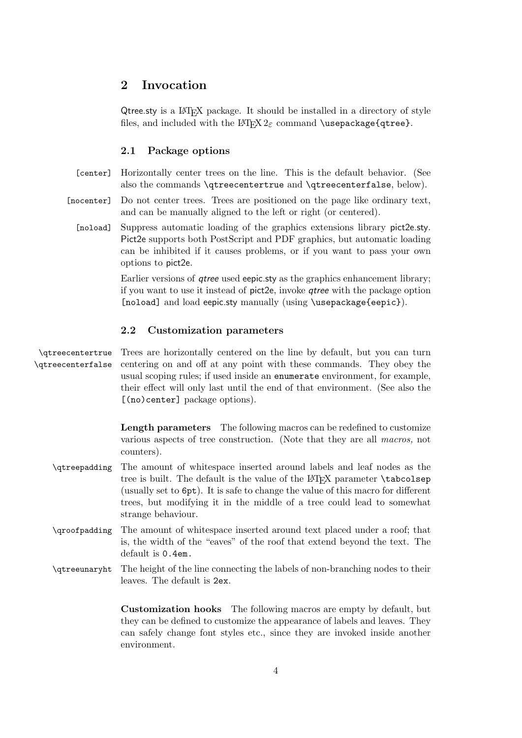## 2 Invocation

Qtree.sty is a LaTeX package. It should be installed in a directory of style files, and included with the LaTeX 2ε command `\usepackage{qtree}`.

### 2.1 Package options

`[center]` Horizontally center trees on the line. This is the default behavior. (See also the commands `\qtreecentertrue` and `\qtreecenterfalse`, below).

`[nocenter]` Do not center trees. Trees are positioned on the page like ordinary text, and can be manually aligned to the left or right (or centered).

`[noload]` Suppress automatic loading of the graphics extensions library pict2e.sty. Pict2e supports both PostScript and PDF graphics, but automatic loading can be inhibited if it causes problems, or if you want to pass your own options to pict2e.

Earlier versions of *qtree* used eepic.sty as the graphics enhancement library; if you want to use it instead of pict2e, invoke *qtree* with the package option `[noload]` and load eepic.sty manually (using `\usepackage{eepic}`).

### 2.2 Customization parameters

`\qtreecentertrue`
`\qtreecenterfalse` Trees are horizontally centered on the line by default, but you can turn centering on and off at any point with these commands. They obey the usual scoping rules; if used inside an `enumerate` environment, for example, their effect will only last until the end of that environment. (See also the `[(no)center]` package options).

**Length parameters** The following macros can be redefined to customize various aspects of tree construction. (Note that they are all *macros,* not counters).

`\qtreepadding` The amount of whitespace inserted around labels and leaf nodes as the tree is built. The default is the value of the LaTeX parameter `\tabcolsep` (usually set to `6pt`). It is safe to change the value of this macro for different trees, but modifying it in the middle of a tree could lead to somewhat strange behaviour.

`\qroofpadding` The amount of whitespace inserted around text placed under a roof; that is, the width of the "eaves" of the roof that extend beyond the text. The default is `0.4em`.

`\qtreeunaryht` The height of the line connecting the labels of non-branching nodes to their leaves. The default is `2ex`.

**Customization hooks** The following macros are empty by default, but they can be defined to customize the appearance of labels and leaves. They can safely change font styles etc., since they are invoked inside another environment.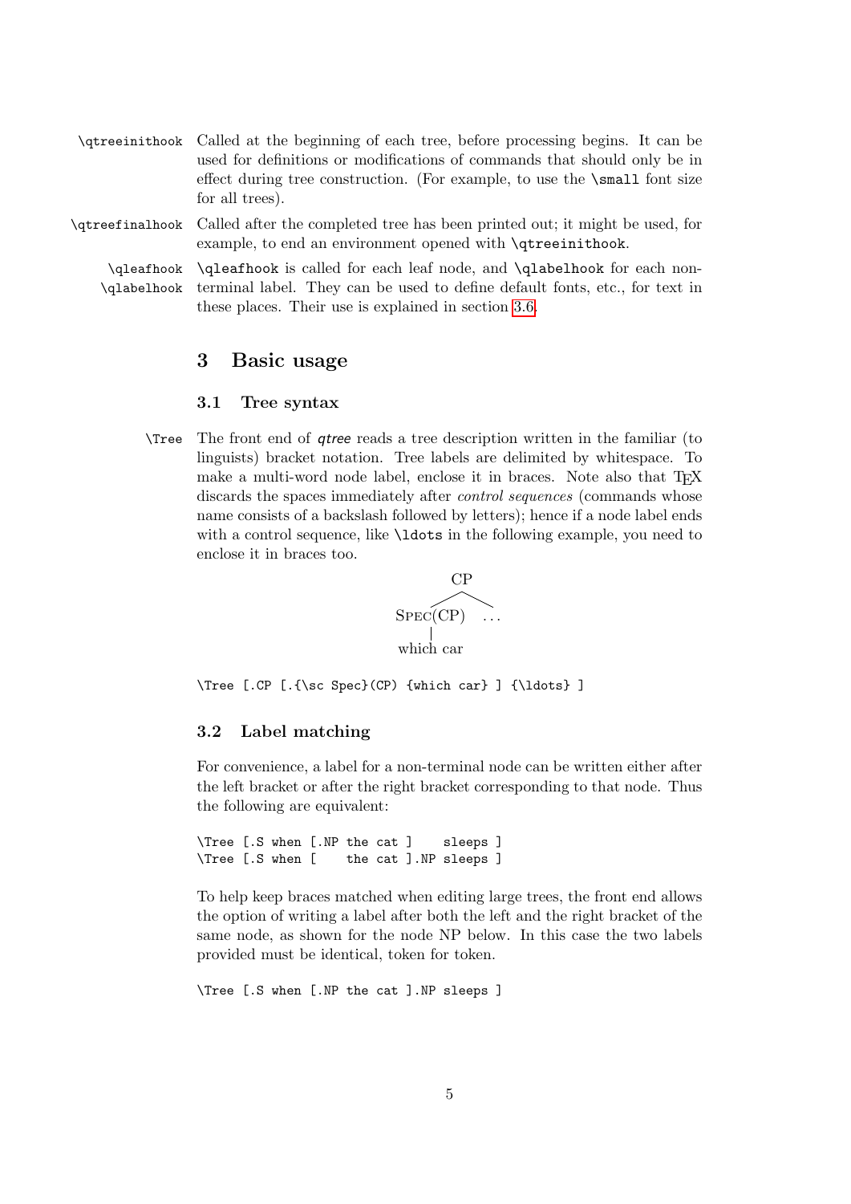**`\qtreeinithook`** Called at the beginning of each tree, before processing begins. It can be used for definitions or modifications of commands that should only be in effect during tree construction. (For example, to use the `\small` font size for all trees).

**`\qtreefinalhook`** Called after the completed tree has been printed out; it might be used, for example, to end an environment opened with `\qtreeinithook`.

**`\qleafhook`** **`\qlabelhook`** `\qleafhook` is called for each leaf node, and `\qlabelhook` for each non-terminal label. They can be used to define default fonts, etc., for text in these places. Their use is explained in section 3.6.

# 3 Basic usage

## 3.1 Tree syntax

**`\Tree`** The front end of *qtree* reads a tree description written in the familiar (to linguists) bracket notation. Tree labels are delimited by whitespace. To make a multi-word node label, enclose it in braces. Note also that TEX discards the spaces immediately after *control sequences* (commands whose name consists of a backslash followed by letters); hence if a node label ends with a control sequence, like `\ldots` in the following example, you need to enclose it in braces too.

```
        CP
       /  \
SPEC(CP)   ...
    |
which car
```

```
\Tree [.CP [.{\sc Spec}(CP) {which car} ] {\ldots} ]
```

## 3.2 Label matching

For convenience, a label for a non-terminal node can be written either after the left bracket or after the right bracket corresponding to that node. Thus the following are equivalent:

```
\Tree [.S when [.NP the cat ]    sleeps ]
\Tree [.S when [    the cat ].NP sleeps ]
```

To help keep braces matched when editing large trees, the front end allows the option of writing a label after both the left and the right bracket of the same node, as shown for the node NP below. In this case the two labels provided must be identical, token for token.

```
\Tree [.S when [.NP the cat ].NP sleeps ]
```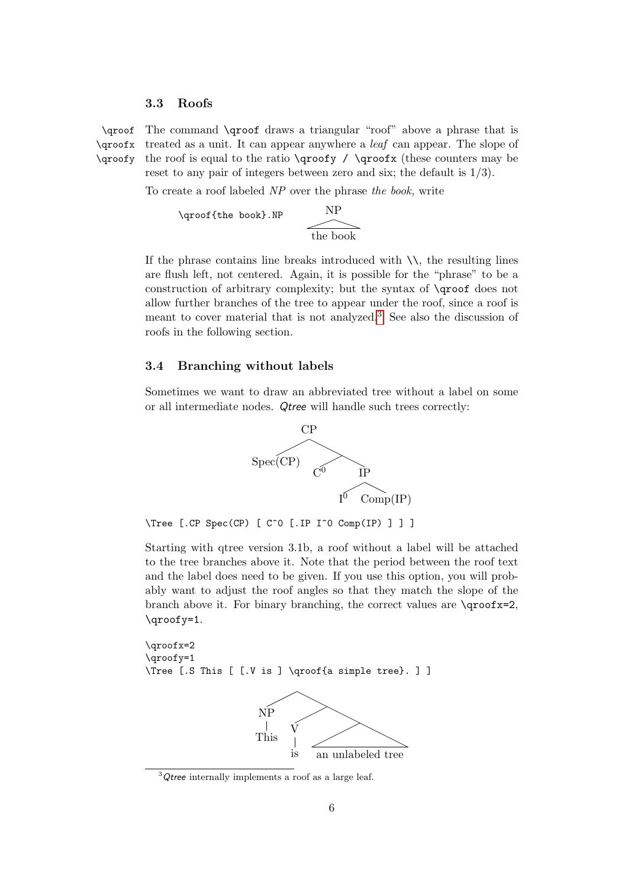### 3.3 Roofs

\qroof
\qroofx
\qroofy

The command `\qroof` draws a triangular "roof" above a phrase that is treated as a unit. It can appear anywhere a *leaf* can appear. The slope of the roof is equal to the ratio `\qroofy / \qroofx` (these counters may be reset to any pair of integers between zero and six; the default is 1/3).

To create a roof labeled *NP* over the phrase *the book,* write

```
\qroof{the book}.NP
```

NP
the book

If the phrase contains line breaks introduced with `\\`, the resulting lines are flush left, not centered. Again, it is possible for the "phrase" to be a construction of arbitrary complexity; but the syntax of `\qroof` does not allow further branches of the tree to appear under the roof, since a roof is meant to cover material that is not analyzed.[3] See also the discussion of roofs in the following section.

### 3.4 Branching without labels

Sometimes we want to draw an abbreviated tree without a label on some or all intermediate nodes. *Qtree* will handle such trees correctly:

CP
Spec(CP) $C^0$ IP
$I^0$ Comp(IP)

```
\Tree [.CP Spec(CP) [ C^0 [.IP I^0 Comp(IP) ] ] ]
```

Starting with qtree version 3.1b, a roof without a label will be attached to the tree branches above it. Note that the period between the roof text and the label does need to be given. If you use this option, you will probably want to adjust the roof angles so that they match the slope of the branch above it. For binary branching, the correct values are `\qroofx=2`, `\qroofy=1`.

```
\qroofx=2
\qroofy=1
\Tree [.S This [ [.V is ] \qroof{a simple tree}. ] ]
```

NP
This
V
is
an unlabeled tree

[3] *Qtree* internally implements a roof as a large leaf.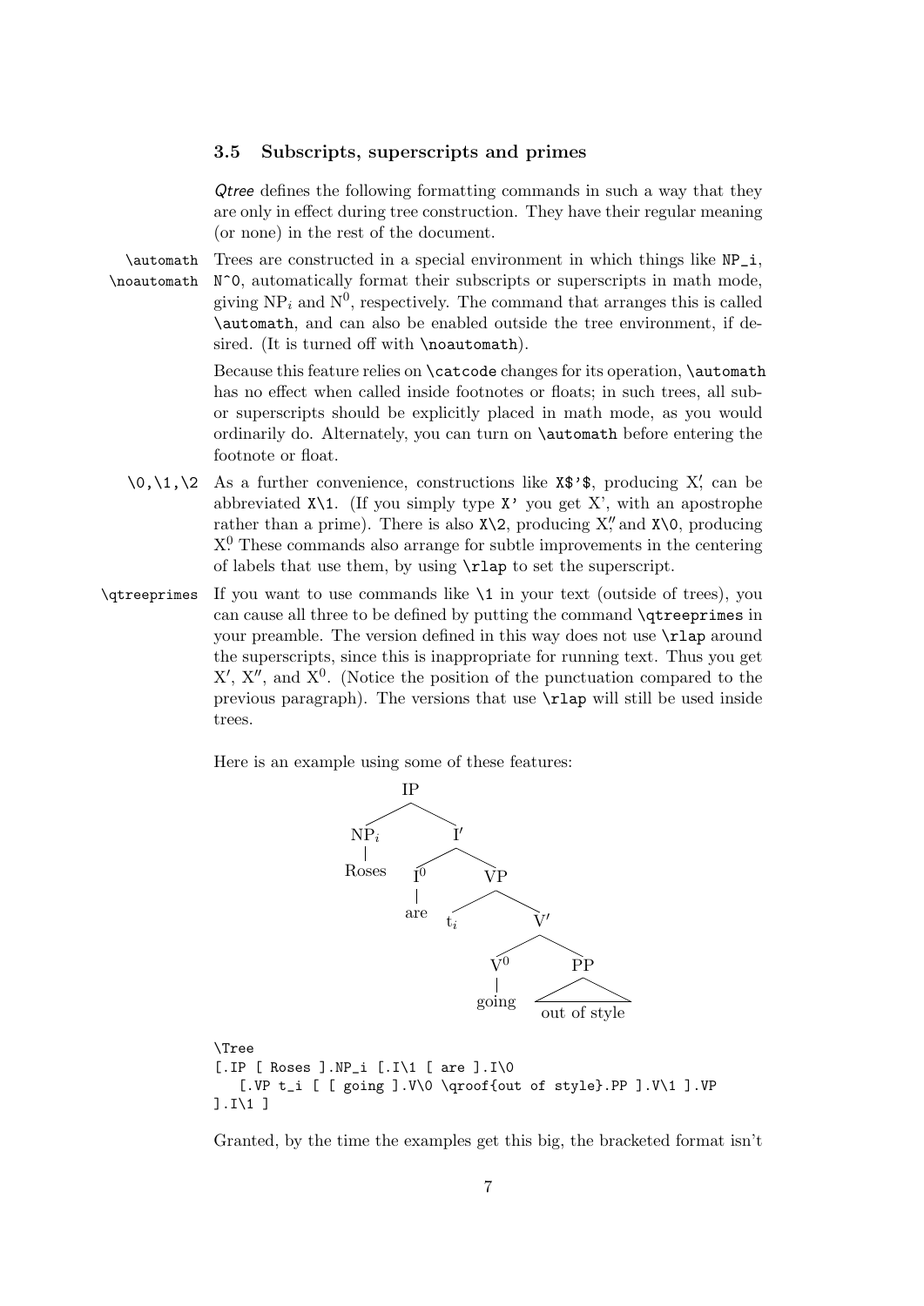### 3.5 Subscripts, superscripts and primes

*Qtree* defines the following formatting commands in such a way that they are only in effect during tree construction. They have their regular meaning (or none) in the rest of the document.

`\automath` `\noautomath` Trees are constructed in a special environment in which things like `NP_i`, `N^0`, automatically format their subscripts or superscripts in math mode, giving $\mathrm{NP}_i$ and $\mathrm{N}^0$, respectively. The command that arranges this is called `\automath`, and can also be enabled outside the tree environment, if desired. (It is turned off with `\noautomath`).

Because this feature relies on `\catcode` changes for its operation, `\automath` has no effect when called inside footnotes or floats; in such trees, all sub- or superscripts should be explicitly placed in math mode, as you would ordinarily do. Alternately, you can turn on `\automath` before entering the footnote or float.

`\0,\1,\2` As a further convenience, constructions like `X$'$`, producing X$'$, can be abbreviated `X\1`. (If you simply type `X'` you get X', with an apostrophe rather than a prime). There is also `X\2`, producing X$''$, and `X\0`, producing X$^0$. These commands also arrange for subtle improvements in the centering of labels that use them, by using `\rlap` to set the superscript.

`\qtreeprimes` If you want to use commands like `\1` in your text (outside of trees), you can cause all three to be defined by putting the command `\qtreeprimes` in your preamble. The version defined in this way does not use `\rlap` around the superscripts, since this is inappropriate for running text. Thus you get X$'$, X$''$, and X$^0$. (Notice the position of the punctuation compared to the previous paragraph). The versions that use `\rlap` will still be used inside trees.

Here is an example using some of these features:

```
\Tree
[.IP [ Roses ].NP_i [.I\1 [ are ].I\0
   [.VP t_i [ [ going ].V\0 \qroof{out of style}.PP ].V\1 ].VP
].I\1 ]
```

Granted, by the time the examples get this big, the bracketed format isn't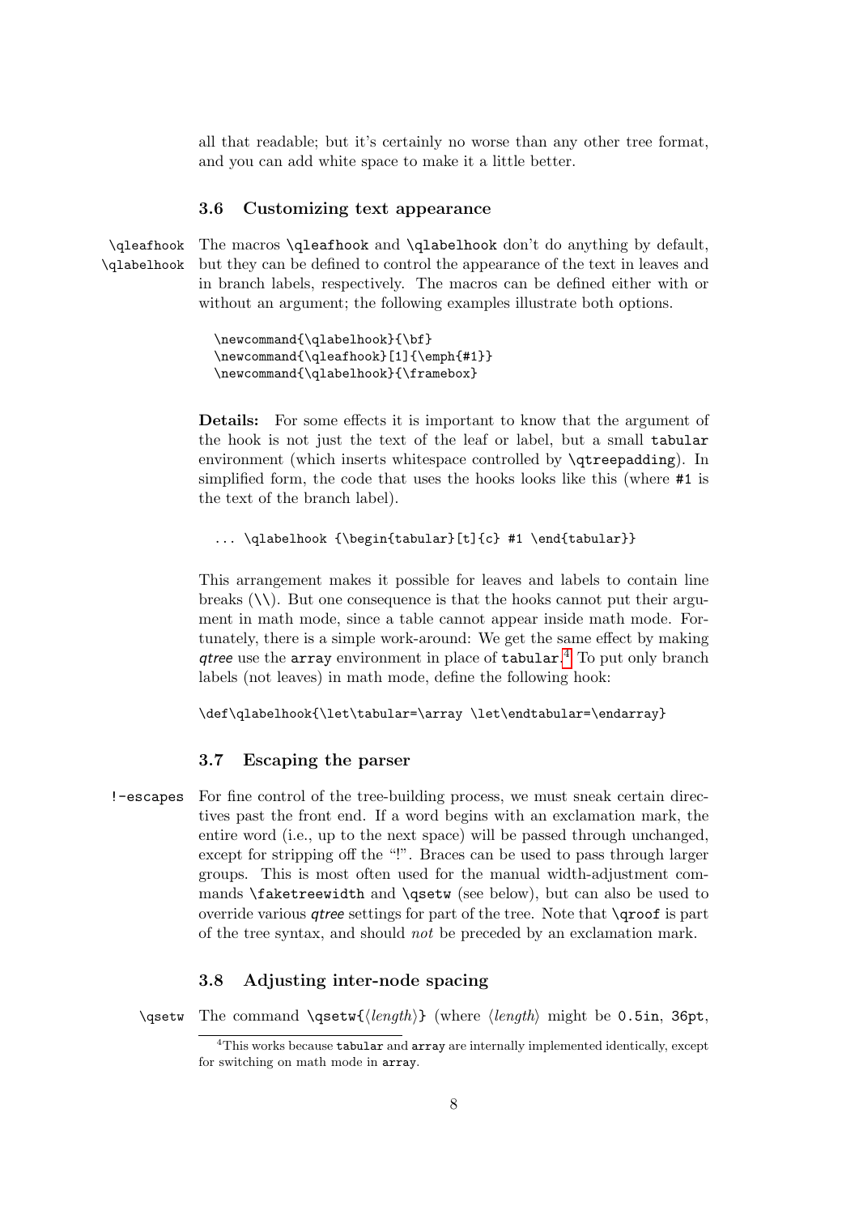all that readable; but it's certainly no worse than any other tree format, and you can add white space to make it a little better.

### 3.6 Customizing text appearance

\qleafhook \qlabelhook The macros `\qleafhook` and `\qlabelhook` don't do anything by default, but they can be defined to control the appearance of the text in leaves and in branch labels, respectively. The macros can be defined either with or without an argument; the following examples illustrate both options.

```
\newcommand{\qlabelhook}{\bf}
\newcommand{\qleafhook}[1]{\emph{#1}}
\newcommand{\qlabelhook}{\framebox}
```

**Details:** For some effects it is important to know that the argument of the hook is not just the text of the leaf or label, but a small `tabular` environment (which inserts whitespace controlled by `\qtreepadding`). In simplified form, the code that uses the hooks looks like this (where `#1` is the text of the branch label).

```
... \qlabelhook {\begin{tabular}[t]{c} #1 \end{tabular}}
```

This arrangement makes it possible for leaves and labels to contain line breaks (`\\`). But one consequence is that the hooks cannot put their argument in math mode, since a table cannot appear inside math mode. Fortunately, there is a simple work-around: We get the same effect by making *qtree* use the `array` environment in place of `tabular`.[4] To put only branch labels (not leaves) in math mode, define the following hook:

```
\def\qlabelhook{\let\tabular=\array \let\endtabular=\endarray}
```

### 3.7 Escaping the parser

!-escapes For fine control of the tree-building process, we must sneak certain directives past the front end. If a word begins with an exclamation mark, the entire word (i.e., up to the next space) will be passed through unchanged, except for stripping off the "!". Braces can be used to pass through larger groups. This is most often used for the manual width-adjustment commands `\faketreewidth` and `\qsetw` (see below), but can also be used to override various *qtree* settings for part of the tree. Note that `\qroof` is part of the tree syntax, and should *not* be preceded by an exclamation mark.

### 3.8 Adjusting inter-node spacing

\qsetw The command `\qsetw{`⟨*length*⟩`}` (where ⟨*length*⟩ might be `0.5in`, `36pt`,

[4] This works because `tabular` and `array` are internally implemented identically, except for switching on math mode in `array`.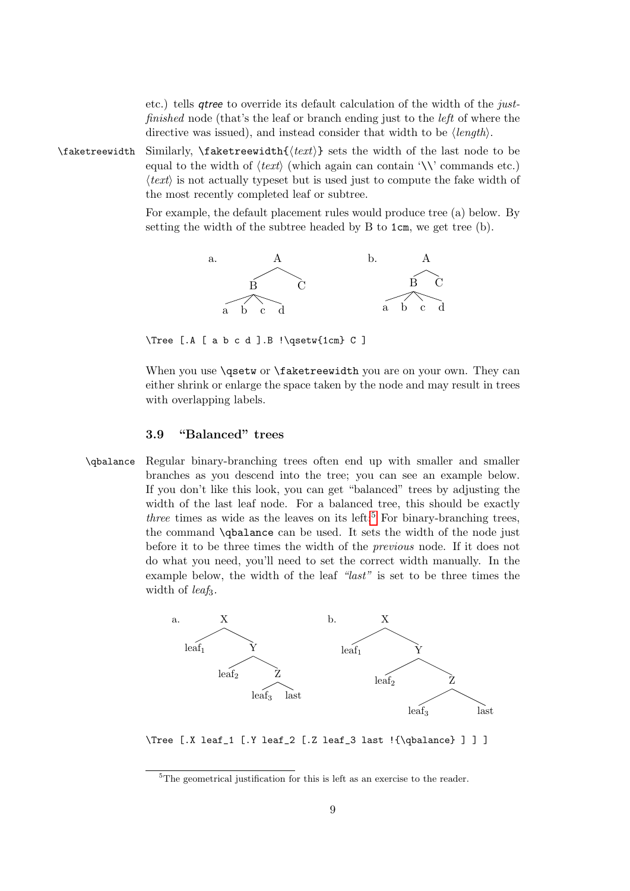etc.) tells *qtree* to override its default calculation of the width of the *just-finished* node (that's the leaf or branch ending just to the *left* of where the directive was issued), and instead consider that width to be ⟨*length*⟩.

`\faketreewidth` Similarly, `\faketreewidth{`⟨*text*⟩`}` sets the width of the last node to be equal to the width of ⟨*text*⟩ (which again can contain '\\' commands etc.) ⟨*text*⟩ is not actually typeset but is used just to compute the fake width of the most recently completed leaf or subtree.

For example, the default placement rules would produce tree (a) below. By setting the width of the subtree headed by B to `1cm`, we get tree (b).

a. [tree: A → B (a b c d), C]    b. [tree: A → B (a b c d), C, with B's width set to 1cm]

```
\Tree [.A [ a b c d ].B !\qsetw{1cm} C ]
```

When you use `\qsetw` or `\faketreewidth` you are on your own. They can either shrink or enlarge the space taken by the node and may result in trees with overlapping labels.

### 3.9 "Balanced" trees

`\qbalance` Regular binary-branching trees often end up with smaller and smaller branches as you descend into the tree; you can see an example below. If you don't like this look, you can get "balanced" trees by adjusting the width of the last leaf node. For a balanced tree, this should be exactly *three* times as wide as the leaves on its left.[5] For binary-branching trees, the command `\qbalance` can be used. It sets the width of the node just before it to be three times the width of the *previous* node. If it does not do what you need, you'll need to set the correct width manually. In the example below, the width of the leaf *"last"* is set to be three times the width of *leaf*$_3$.

a. [tree: X → leaf$_1$, Y → leaf$_2$, Z → leaf$_3$, last]    b. [balanced tree: X → leaf$_1$, Y → leaf$_2$, Z → leaf$_3$, last]

```
\Tree [.X leaf_1 [.Y leaf_2 [.Z leaf_3 last !{\qbalance} ] ] ]
```

[5] The geometrical justification for this is left as an exercise to the reader.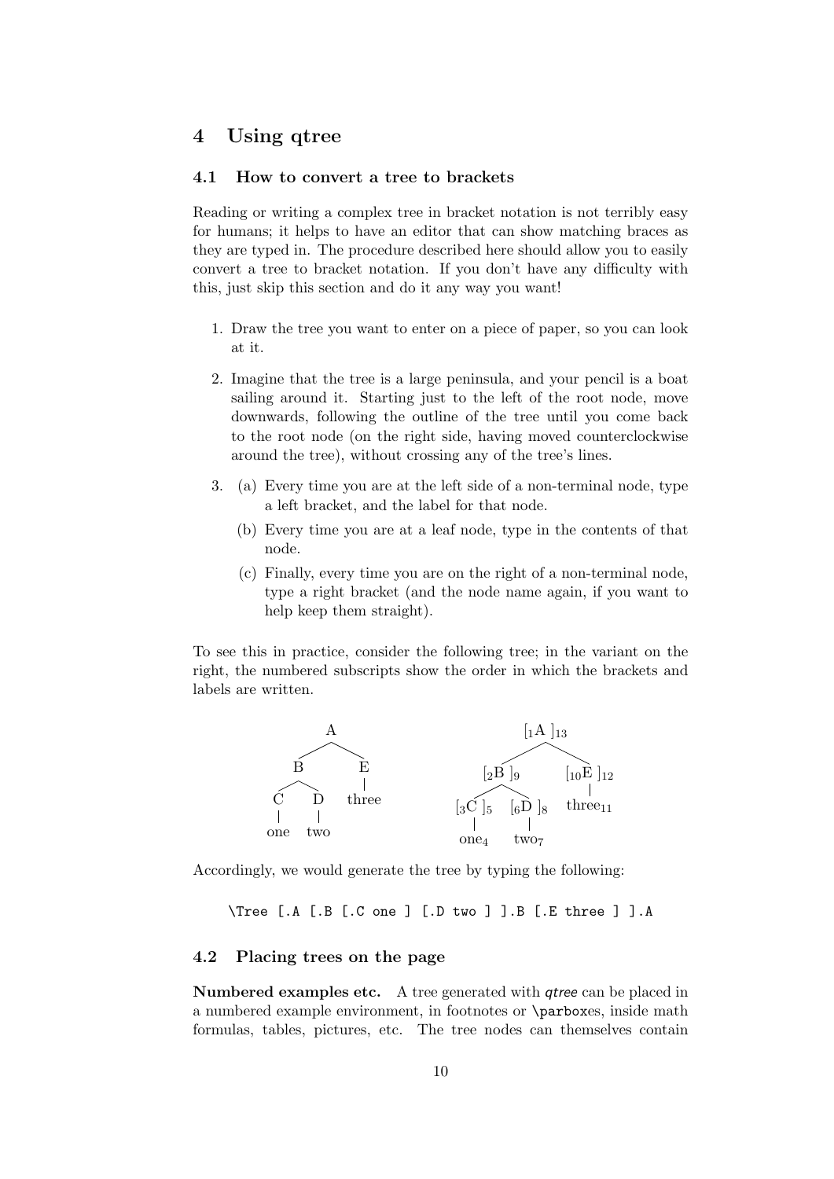## 4 Using qtree

### 4.1 How to convert a tree to brackets

Reading or writing a complex tree in bracket notation is not terribly easy for humans; it helps to have an editor that can show matching braces as they are typed in. The procedure described here should allow you to easily convert a tree to bracket notation. If you don't have any difficulty with this, just skip this section and do it any way you want!

1. Draw the tree you want to enter on a piece of paper, so you can look at it.
2. Imagine that the tree is a large peninsula, and your pencil is a boat sailing around it. Starting just to the left of the root node, move downwards, following the outline of the tree until you come back to the root node (on the right side, having moved counterclockwise around the tree), without crossing any of the tree's lines.
3. (a) Every time you are at the left side of a non-terminal node, type a left bracket, and the label for that node.
   (b) Every time you are at a leaf node, type in the contents of that node.
   (c) Finally, every time you are on the right of a non-terminal node, type a right bracket (and the node name again, if you want to help keep them straight).

To see this in practice, consider the following tree; in the variant on the right, the numbered subscripts show the order in which the brackets and labels are written.

```
        A                          [1A ]13
      /   \                       /       \
     B     E                  [2B ]9     [10E ]12
    / \    |                  /    \        |
   C   D  three           [3C ]5  [6D ]8  three11
   |   |                    |       |
  one two                  one4    two7
```

Accordingly, we would generate the tree by typing the following:

```
\Tree [.A [.B [.C one ] [.D two ] ].B [.E three ] ].A
```

### 4.2 Placing trees on the page

**Numbered examples etc.** A tree generated with *qtree* can be placed in a numbered example environment, in footnotes or \parboxes, inside math formulas, tables, pictures, etc. The tree nodes can themselves contain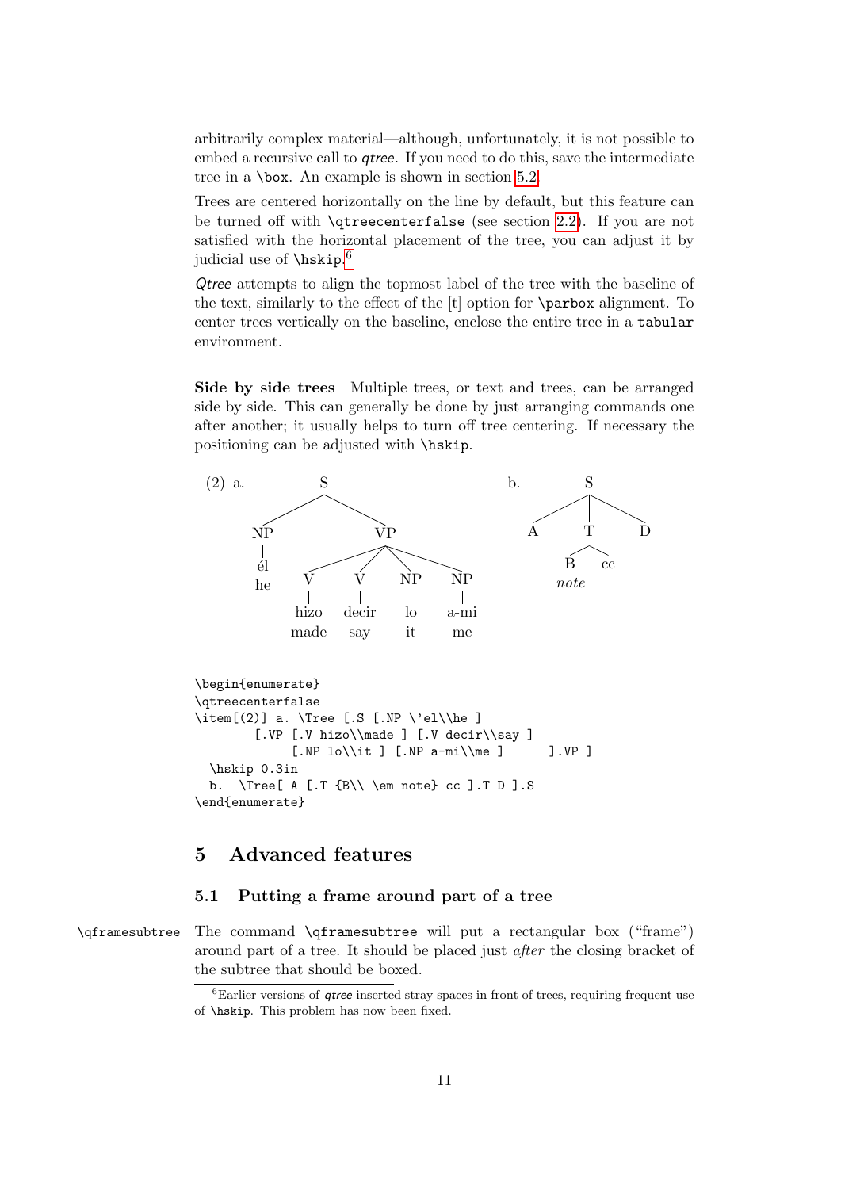arbitrarily complex material—although, unfortunately, it is not possible to embed a recursive call to *qtree*. If you need to do this, save the intermediate tree in a `\box`. An example is shown in section 5.2.

Trees are centered horizontally on the line by default, but this feature can be turned off with `\qtreecenterfalse` (see section 2.2). If you are not satisfied with the horizontal placement of the tree, you can adjust it by judicial use of `\hskip`.[6]

*Qtree* attempts to align the topmost label of the tree with the baseline of the text, similarly to the effect of the [t] option for `\parbox` alignment. To center trees vertically on the baseline, enclose the entire tree in a `tabular` environment.

**Side by side trees** Multiple trees, or text and trees, can be arranged side by side. This can generally be done by just arranging commands one after another; it usually helps to turn off tree centering. If necessary the positioning can be adjusted with `\hskip`.

(2) a. [S [NP él / he] [VP [V hizo / made] [V decir / say] [NP lo / it] [NP a-mi / me]]]

b. [S A [T B / *note* cc] D]

```
\begin{enumerate}
\qtreecenterfalse
\item[(2)] a. \Tree [.S [.NP \'el\\he ]
        [.VP [.V hizo\\made ] [.V decir\\say ]
             [.NP lo\\it ] [.NP a-mi\\me ]      ].VP ]
  \hskip 0.3in
  b.  \Tree[ A [.T {B\\ \em note} cc ].T D ].S
\end{enumerate}
```

## 5 Advanced features

### 5.1 Putting a frame around part of a tree

`\qframesubtree` The command `\qframesubtree` will put a rectangular box ("frame") around part of a tree. It should be placed just *after* the closing bracket of the subtree that should be boxed.

[6] Earlier versions of *qtree* inserted stray spaces in front of trees, requiring frequent use of `\hskip`. This problem has now been fixed.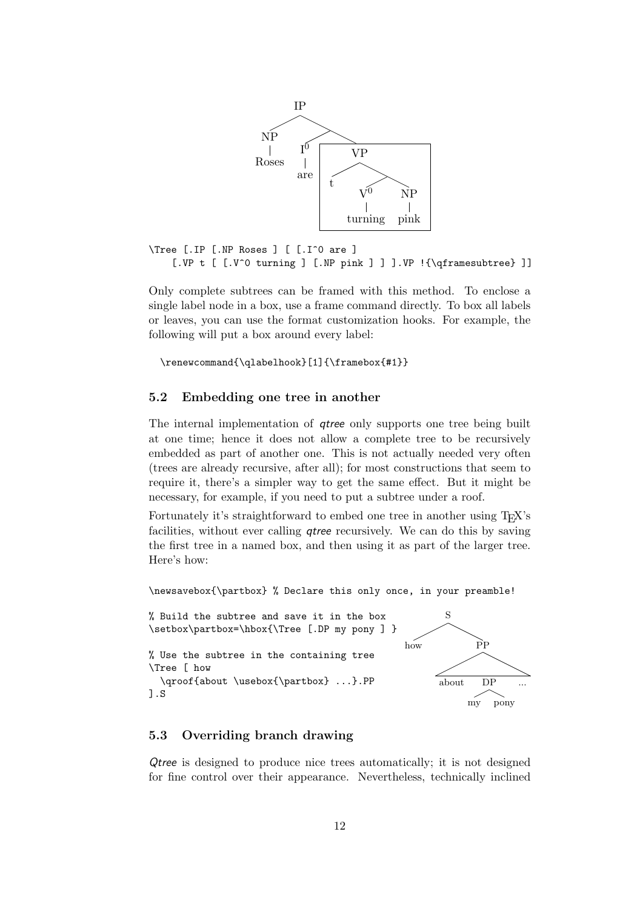```
\Tree [.IP [.NP Roses ] [ [.I^0 are ]
    [.VP t [ [.V^0 turning ] [.NP pink ] ] ].VP !{\qframesubtree} ]]
```

Only complete subtrees can be framed with this method. To enclose a single label node in a box, use a frame command directly. To box all labels or leaves, you can use the format customization hooks. For example, the following will put a box around every label:

```
\renewcommand{\qlabelhook}[1]{\framebox{#1}}
```

### 5.2 Embedding one tree in another

The internal implementation of *qtree* only supports one tree being built at one time; hence it does not allow a complete tree to be recursively embedded as part of another one. This is not actually needed very often (trees are already recursive, after all); for most constructions that seem to require it, there's a simpler way to get the same effect. But it might be necessary, for example, if you need to put a subtree under a roof.

Fortunately it's straightforward to embed one tree in another using TEX's facilities, without ever calling *qtree* recursively. We can do this by saving the first tree in a named box, and then using it as part of the larger tree. Here's how:

```
\newsavebox{\partbox} % Declare this only once, in your preamble!

% Build the subtree and save it in the box
\setbox\partbox=\hbox{\Tree [.DP my pony ] }

% Use the subtree in the containing tree
\Tree [ how
  \qroof{about \usebox{\partbox} ...}.PP
].S
```

### 5.3 Overriding branch drawing

*Qtree* is designed to produce nice trees automatically; it is not designed for fine control over their appearance. Nevertheless, technically inclined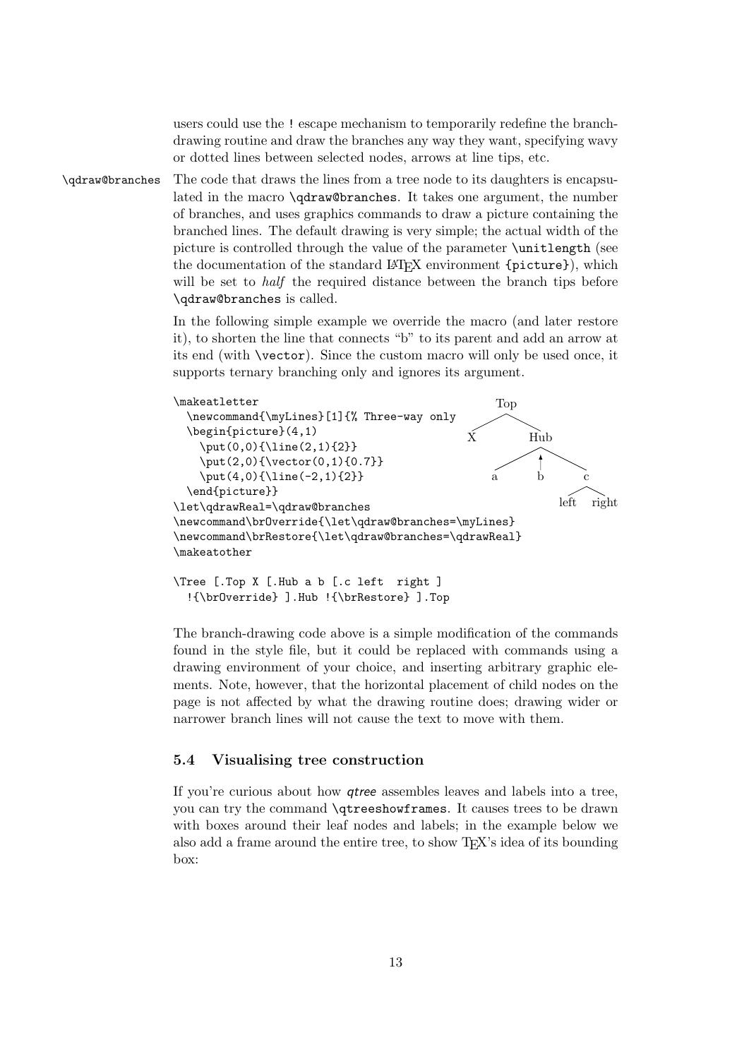users could use the ! escape mechanism to temporarily redefine the branch-drawing routine and draw the branches any way they want, specifying wavy or dotted lines between selected nodes, arrows at line tips, etc.

`\qdraw@branches` The code that draws the lines from a tree node to its daughters is encapsulated in the macro `\qdraw@branches`. It takes one argument, the number of branches, and uses graphics commands to draw a picture containing the branched lines. The default drawing is very simple; the actual width of the picture is controlled through the value of the parameter `\unitlength` (see the documentation of the standard LaTeX environment `{picture}`), which will be set to *half* the required distance between the branch tips before `\qdraw@branches` is called.

In the following simple example we override the macro (and later restore it), to shorten the line that connects "b" to its parent and add an arrow at its end (with `\vector`). Since the custom macro will only be used once, it supports ternary branching only and ignores its argument.

```
\makeatletter
  \newcommand{\myLines}[1]{% Three-way only
  \begin{picture}(4,1)
    \put(0,0){\line(2,1){2}}
    \put(2,0){\vector(0,1){0.7}}
    \put(4,0){\line(-2,1){2}}
  \end{picture}}
\let\qdrawReal=\qdraw@branches
\newcommand\brOverride{\let\qdraw@branches=\myLines}
\newcommand\brRestore{\let\qdraw@branches=\qdrawReal}
\makeatother

\Tree [.Top X [.Hub a b [.c left  right ]
  !{\brOverride} ].Hub !{\brRestore} ].Top
```

Top
X Hub
a b c
left right

The branch-drawing code above is a simple modification of the commands found in the style file, but it could be replaced with commands using a drawing environment of your choice, and inserting arbitrary graphic elements. Note, however, that the horizontal placement of child nodes on the page is not affected by what the drawing routine does; drawing wider or narrower branch lines will not cause the text to move with them.

### 5.4 Visualising tree construction

If you're curious about how *qtree* assembles leaves and labels into a tree, you can try the command `\qtreeshowframes`. It causes trees to be drawn with boxes around their leaf nodes and labels; in the example below we also add a frame around the entire tree, to show TeX's idea of its bounding box: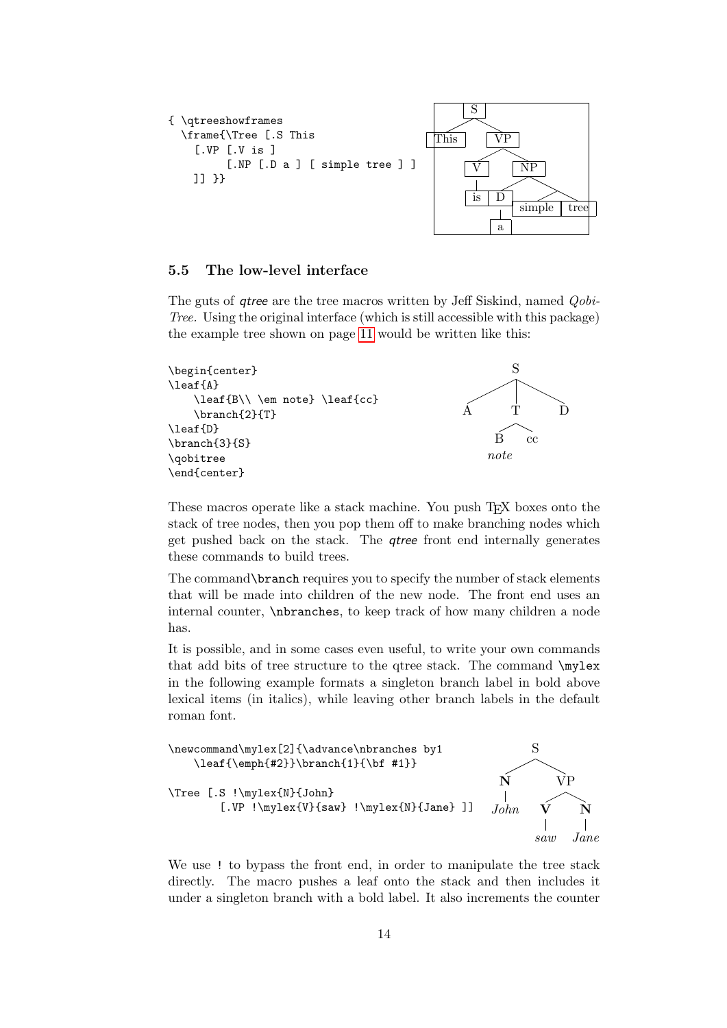```
{ \qtreeshowframes
  \frame{\Tree [.S This
    [.VP [.V is ]
         [.NP [.D a ] [ simple tree ] ]
    ]] }}
```

## 5.5 The low-level interface

The guts of *qtree* are the tree macros written by Jeff Siskind, named *Qobi-Tree*. Using the original interface (which is still accessible with this package) the example tree shown on page 11 would be written like this:

```
\begin{center}
\leaf{A}
    \leaf{B\\ \em note} \leaf{cc}
    \branch{2}{T}
\leaf{D}
\branch{3}{S}
\qobitree
\end{center}
```

These macros operate like a stack machine. You push TEX boxes onto the stack of tree nodes, then you pop them off to make branching nodes which get pushed back on the stack. The *qtree* front end internally generates these commands to build trees.

The command`\branch` requires you to specify the number of stack elements that will be made into children of the new node. The front end uses an internal counter, `\nbranches`, to keep track of how many children a node has.

It is possible, and in some cases even useful, to write your own commands that add bits of tree structure to the qtree stack. The command `\mylex` in the following example formats a singleton branch label in bold above lexical items (in italics), while leaving other branch labels in the default roman font.

```
\newcommand\mylex[2]{\advance\nbranches by1
    \leaf{\emph{#2}}\branch{1}{\bf #1}}

\Tree [.S !\mylex{N}{John}
        [.VP !\mylex{V}{saw} !\mylex{N}{Jane} ]]
```

We use `!` to bypass the front end, in order to manipulate the tree stack directly. The macro pushes a leaf onto the stack and then includes it under a singleton branch with a bold label. It also increments the counter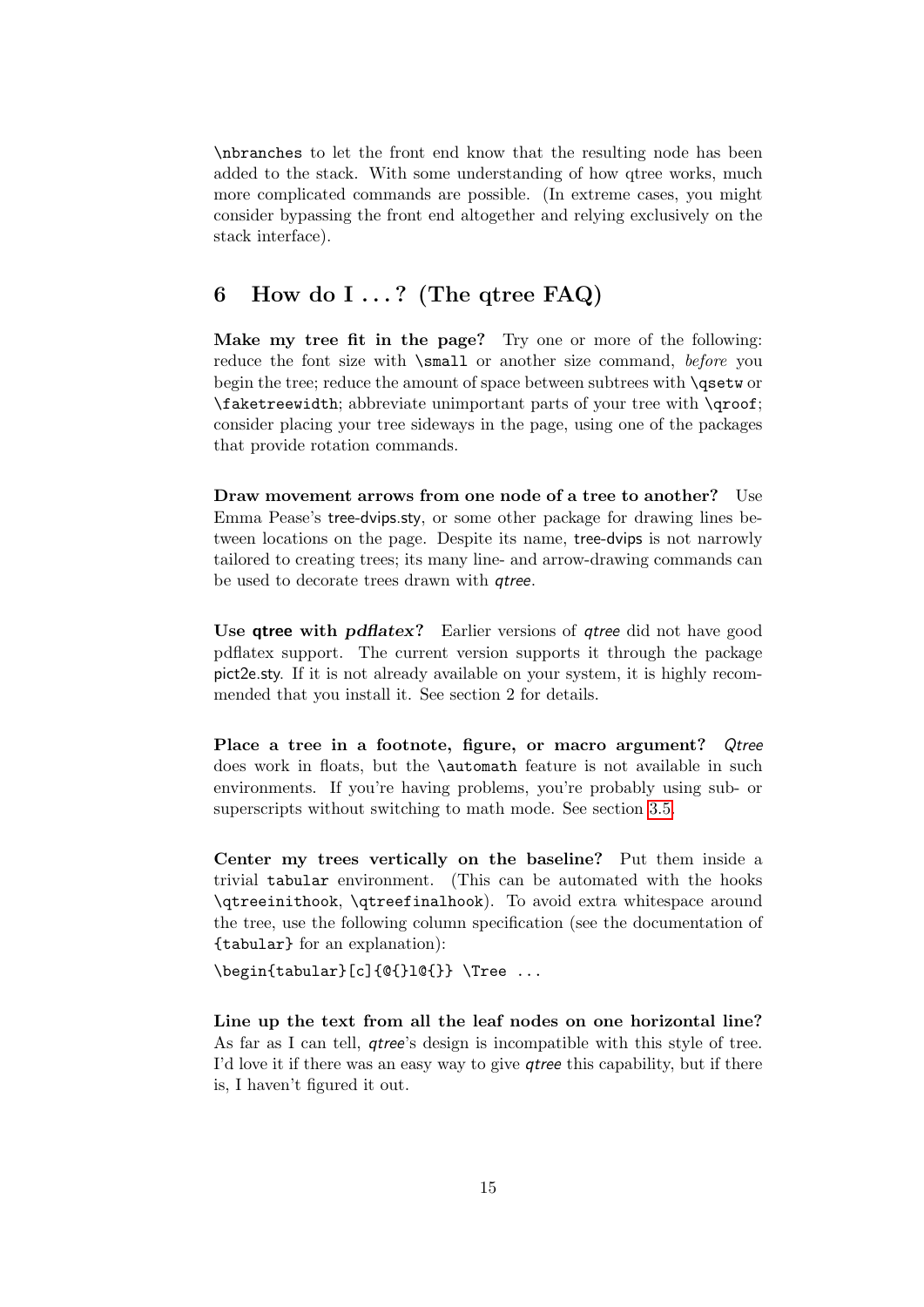`\nbranches` to let the front end know that the resulting node has been added to the stack. With some understanding of how qtree works, much more complicated commands are possible. (In extreme cases, you might consider bypassing the front end altogether and relying exclusively on the stack interface).

## 6 How do I . . . ? (The qtree FAQ)

**Make my tree fit in the page?** Try one or more of the following: reduce the font size with `\small` or another size command, *before* you begin the tree; reduce the amount of space between subtrees with `\qsetw` or `\faketreewidth`; abbreviate unimportant parts of your tree with `\qroof`; consider placing your tree sideways in the page, using one of the packages that provide rotation commands.

**Draw movement arrows from one node of a tree to another?** Use Emma Pease's tree-dvips.sty, or some other package for drawing lines between locations on the page. Despite its name, tree-dvips is not narrowly tailored to creating trees; its many line- and arrow-drawing commands can be used to decorate trees drawn with *qtree*.

**Use qtree with *pdflatex*?** Earlier versions of *qtree* did not have good pdflatex support. The current version supports it through the package pict2e.sty. If it is not already available on your system, it is highly recommended that you install it. See section 2 for details.

**Place a tree in a footnote, figure, or macro argument?** *Qtree* does work in floats, but the `\automath` feature is not available in such environments. If you're having problems, you're probably using sub- or superscripts without switching to math mode. See section 3.5.

**Center my trees vertically on the baseline?** Put them inside a trivial `tabular` environment. (This can be automated with the hooks `\qtreeinithook`, `\qtreefinalhook`). To avoid extra whitespace around the tree, use the following column specification (see the documentation of `{tabular}` for an explanation):

```
\begin{tabular}[c]{@{}l@{}} \Tree ...
```

**Line up the text from all the leaf nodes on one horizontal line?** As far as I can tell, *qtree*'s design is incompatible with this style of tree. I'd love it if there was an easy way to give *qtree* this capability, but if there is, I haven't figured it out.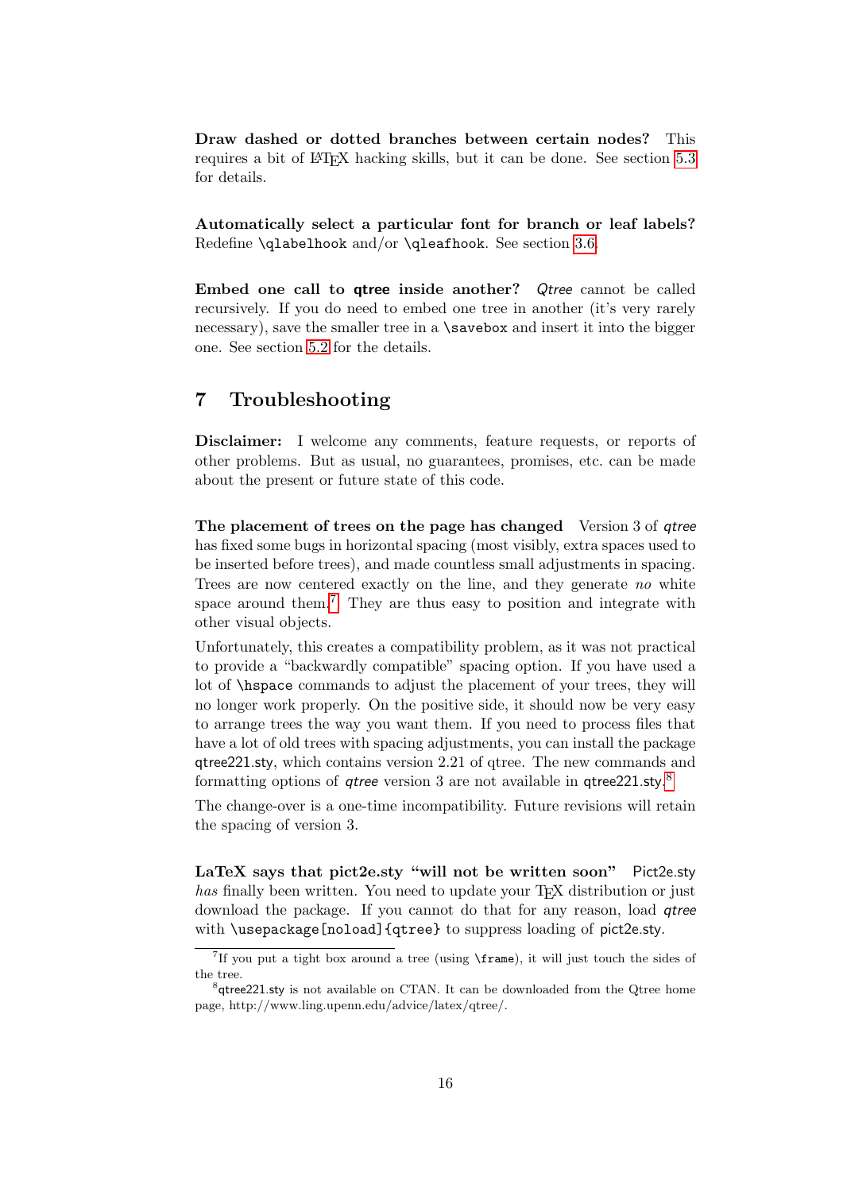**Draw dashed or dotted branches between certain nodes?** This requires a bit of LaTeX hacking skills, but it can be done. See section 5.3 for details.

**Automatically select a particular font for branch or leaf labels?** Redefine `\qlabelhook` and/or `\qleafhook`. See section 3.6.

**Embed one call to qtree inside another?** *Qtree* cannot be called recursively. If you do need to embed one tree in another (it's very rarely necessary), save the smaller tree in a `\savebox` and insert it into the bigger one. See section 5.2 for the details.

## 7 Troubleshooting

**Disclaimer:** I welcome any comments, feature requests, or reports of other problems. But as usual, no guarantees, promises, etc. can be made about the present or future state of this code.

**The placement of trees on the page has changed** Version 3 of *qtree* has fixed some bugs in horizontal spacing (most visibly, extra spaces used to be inserted before trees), and made countless small adjustments in spacing. Trees are now centered exactly on the line, and they generate *no* white space around them.[7] They are thus easy to position and integrate with other visual objects.

Unfortunately, this creates a compatibility problem, as it was not practical to provide a "backwardly compatible" spacing option. If you have used a lot of `\hspace` commands to adjust the placement of your trees, they will no longer work properly. On the positive side, it should now be very easy to arrange trees the way you want them. If you need to process files that have a lot of old trees with spacing adjustments, you can install the package qtree221.sty, which contains version 2.21 of qtree. The new commands and formatting options of *qtree* version 3 are not available in qtree221.sty.[8]

The change-over is a one-time incompatibility. Future revisions will retain the spacing of version 3.

**LaTeX says that pict2e.sty "will not be written soon"** Pict2e.sty *has* finally been written. You need to update your TeX distribution or just download the package. If you cannot do that for any reason, load *qtree* with `\usepackage[noload]{qtree}` to suppress loading of pict2e.sty.

[7] If you put a tight box around a tree (using `\frame`), it will just touch the sides of the tree.

[8] qtree221.sty is not available on CTAN. It can be downloaded from the Qtree home page, http://www.ling.upenn.edu/advice/latex/qtree/.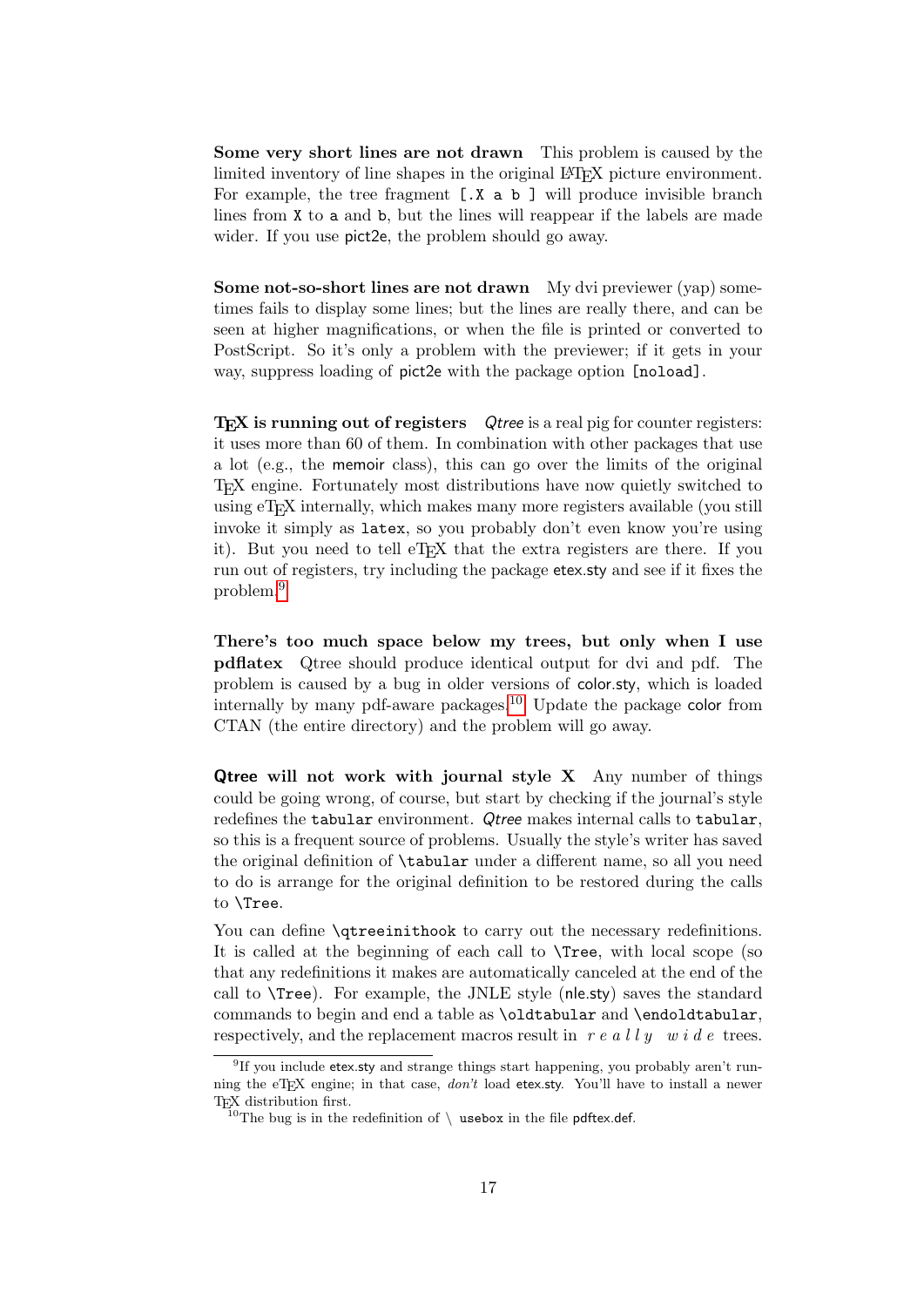**Some very short lines are not drawn** This problem is caused by the limited inventory of line shapes in the original LaTeX picture environment. For example, the tree fragment `[.X a b ]` will produce invisible branch lines from `X` to `a` and `b`, but the lines will reappear if the labels are made wider. If you use pict2e, the problem should go away.

**Some not-so-short lines are not drawn** My dvi previewer (yap) sometimes fails to display some lines; but the lines are really there, and can be seen at higher magnifications, or when the file is printed or converted to PostScript. So it's only a problem with the previewer; if it gets in your way, suppress loading of pict2e with the package option `[noload]`.

**TeX is running out of registers** *Qtree* is a real pig for counter registers: it uses more than 60 of them. In combination with other packages that use a lot (e.g., the memoir class), this can go over the limits of the original TeX engine. Fortunately most distributions have now quietly switched to using eTeX internally, which makes many more registers available (you still invoke it simply as `latex`, so you probably don't even know you're using it). But you need to tell eTeX that the extra registers are there. If you run out of registers, try including the package etex.sty and see if it fixes the problem.[9]

**There's too much space below my trees, but only when I use pdflatex** Qtree should produce identical output for dvi and pdf. The problem is caused by a bug in older versions of color.sty, which is loaded internally by many pdf-aware packages.[10] Update the package color from CTAN (the entire directory) and the problem will go away.

**Qtree will not work with journal style X** Any number of things could be going wrong, of course, but start by checking if the journal's style redefines the `tabular` environment. *Qtree* makes internal calls to `tabular`, so this is a frequent source of problems. Usually the style's writer has saved the original definition of `\tabular` under a different name, so all you need to do is arrange for the original definition to be restored during the calls to `\Tree`.

You can define `\qtreeinithook` to carry out the necessary redefinitions. It is called at the beginning of each call to `\Tree`, with local scope (so that any redefinitions it makes are automatically canceled at the end of the call to `\Tree`). For example, the JNLE style (nle.sty) saves the standard commands to begin and end a table as `\oldtabular` and `\endoldtabular`, respectively, and the replacement macros result in *r e a l l y  w i d e* trees.

---

[9] If you include etex.sty and strange things start happening, you probably aren't running the eTeX engine; in that case, *don't* load etex.sty. You'll have to install a newer TeX distribution first.

[10] The bug is in the redefinition of \ usebox in the file pdftex.def.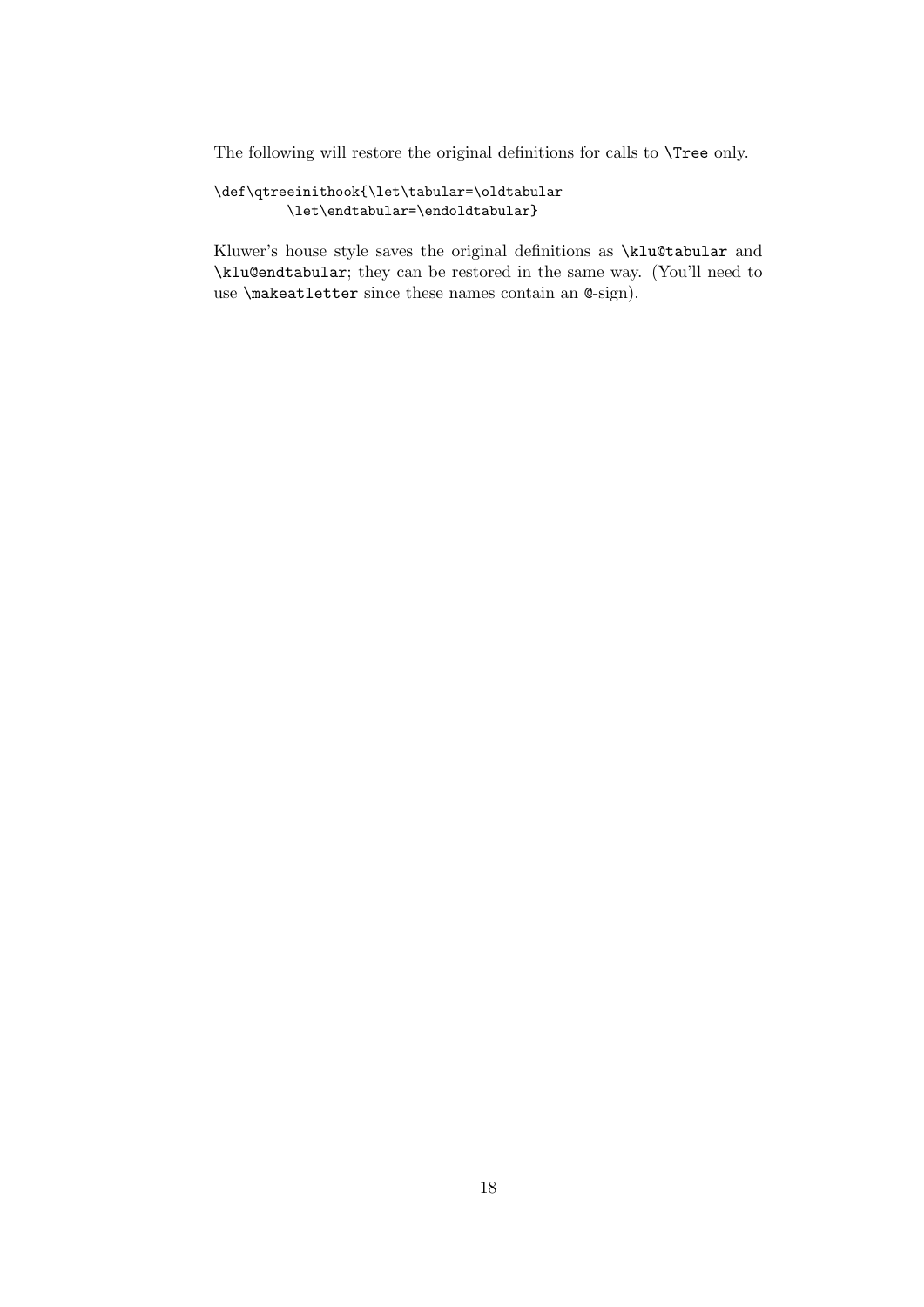The following will restore the original definitions for calls to `\Tree` only.

```
\def\qtreeinithook{\let\tabular=\oldtabular
         \let\endtabular=\endoldtabular}
```

Kluwer's house style saves the original definitions as `\klu@tabular` and `\klu@endtabular`; they can be restored in the same way. (You'll need to use `\makeatletter` since these names contain an `@`-sign).